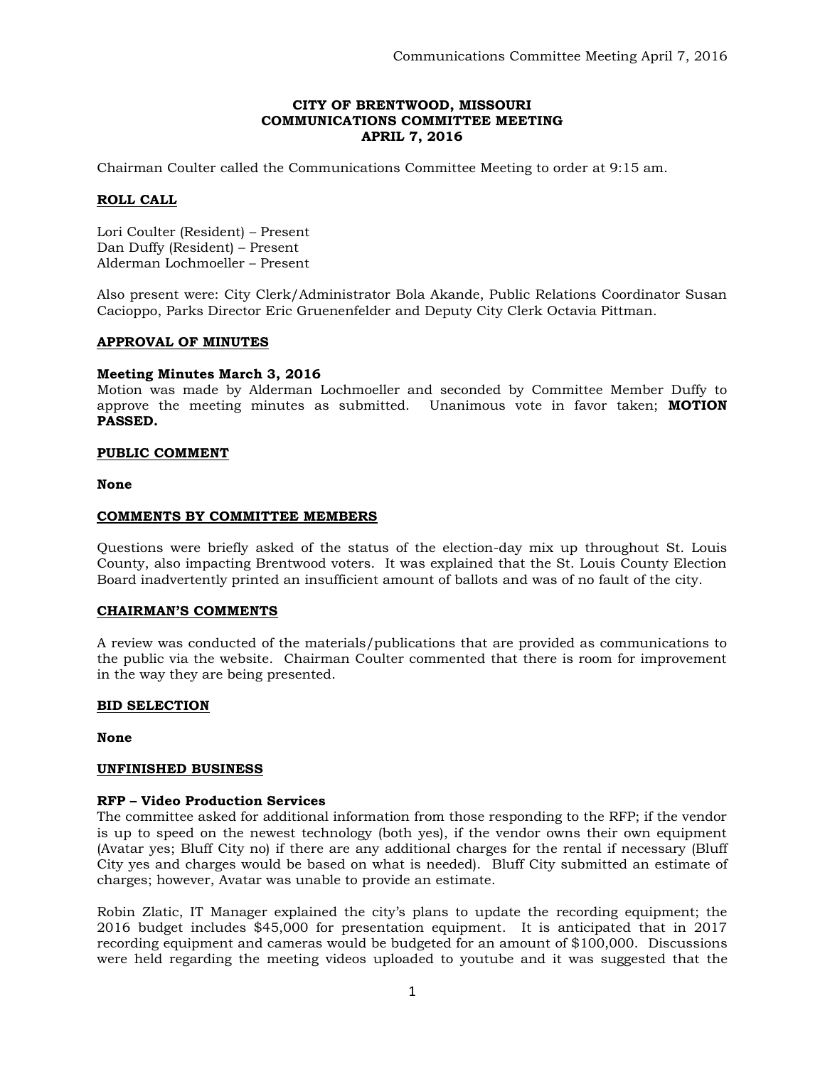**CITY OF BRENTWOOD, MISSOURI**
**COMMUNICATIONS COMMITTEE MEETING**
**APRIL 7, 2016**

Chairman Coulter called the Communications Committee Meeting to order at 9:15 am.

## ROLL CALL

Lori Coulter (Resident) – Present
Dan Duffy (Resident) – Present
Alderman Lochmoeller – Present

Also present were: City Clerk/Administrator Bola Akande, Public Relations Coordinator Susan Cacioppo, Parks Director Eric Gruenenfelder and Deputy City Clerk Octavia Pittman.

## APPROVAL OF MINUTES

**Meeting Minutes March 3, 2016**
Motion was made by Alderman Lochmoeller and seconded by Committee Member Duffy to approve the meeting minutes as submitted. Unanimous vote in favor taken; **MOTION PASSED.**

## PUBLIC COMMENT

**None**

## COMMENTS BY COMMITTEE MEMBERS

Questions were briefly asked of the status of the election-day mix up throughout St. Louis County, also impacting Brentwood voters. It was explained that the St. Louis County Election Board inadvertently printed an insufficient amount of ballots and was of no fault of the city.

## CHAIRMAN'S COMMENTS

A review was conducted of the materials/publications that are provided as communications to the public via the website. Chairman Coulter commented that there is room for improvement in the way they are being presented.

## BID SELECTION

**None**

## UNFINISHED BUSINESS

**RFP – Video Production Services**
The committee asked for additional information from those responding to the RFP; if the vendor is up to speed on the newest technology (both yes), if the vendor owns their own equipment (Avatar yes; Bluff City no) if there are any additional charges for the rental if necessary (Bluff City yes and charges would be based on what is needed). Bluff City submitted an estimate of charges; however, Avatar was unable to provide an estimate.

Robin Zlatic, IT Manager explained the city's plans to update the recording equipment; the 2016 budget includes $45,000 for presentation equipment. It is anticipated that in 2017 recording equipment and cameras would be budgeted for an amount of $100,000. Discussions were held regarding the meeting videos uploaded to youtube and it was suggested that the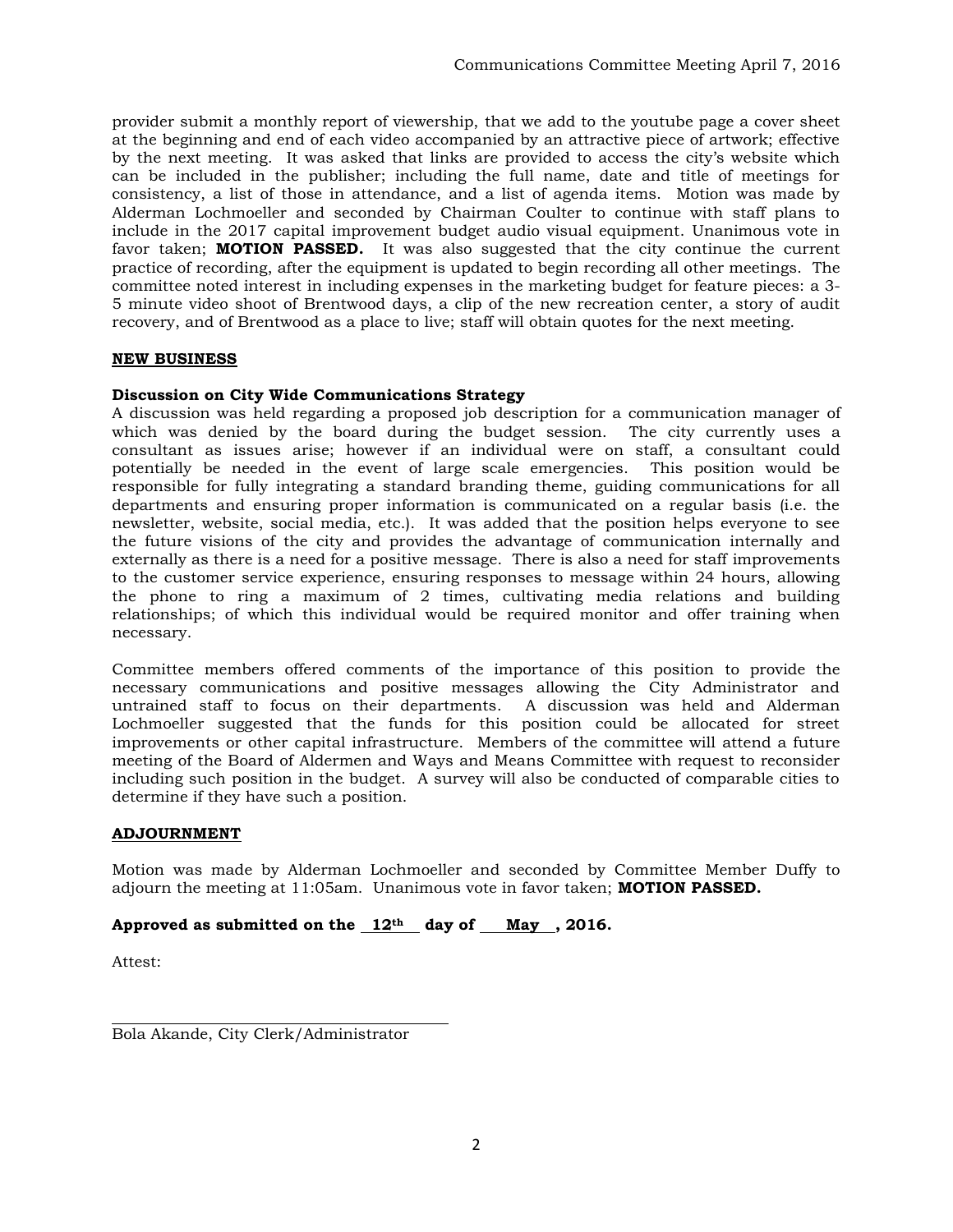provider submit a monthly report of viewership, that we add to the youtube page a cover sheet at the beginning and end of each video accompanied by an attractive piece of artwork; effective by the next meeting. It was asked that links are provided to access the city's website which can be included in the publisher; including the full name, date and title of meetings for consistency, a list of those in attendance, and a list of agenda items. Motion was made by Alderman Lochmoeller and seconded by Chairman Coulter to continue with staff plans to include in the 2017 capital improvement budget audio visual equipment. Unanimous vote in favor taken; **MOTION PASSED.** It was also suggested that the city continue the current practice of recording, after the equipment is updated to begin recording all other meetings. The committee noted interest in including expenses in the marketing budget for feature pieces: a 3-5 minute video shoot of Brentwood days, a clip of the new recreation center, a story of audit recovery, and of Brentwood as a place to live; staff will obtain quotes for the next meeting.

**NEW BUSINESS**

**Discussion on City Wide Communications Strategy**

A discussion was held regarding a proposed job description for a communication manager of which was denied by the board during the budget session. The city currently uses a consultant as issues arise; however if an individual were on staff, a consultant could potentially be needed in the event of large scale emergencies. This position would be responsible for fully integrating a standard branding theme, guiding communications for all departments and ensuring proper information is communicated on a regular basis (i.e. the newsletter, website, social media, etc.). It was added that the position helps everyone to see the future visions of the city and provides the advantage of communication internally and externally as there is a need for a positive message. There is also a need for staff improvements to the customer service experience, ensuring responses to message within 24 hours, allowing the phone to ring a maximum of 2 times, cultivating media relations and building relationships; of which this individual would be required monitor and offer training when necessary.

Committee members offered comments of the importance of this position to provide the necessary communications and positive messages allowing the City Administrator and untrained staff to focus on their departments. A discussion was held and Alderman Lochmoeller suggested that the funds for this position could be allocated for street improvements or other capital infrastructure. Members of the committee will attend a future meeting of the Board of Aldermen and Ways and Means Committee with request to reconsider including such position in the budget. A survey will also be conducted of comparable cities to determine if they have such a position.

**ADJOURNMENT**

Motion was made by Alderman Lochmoeller and seconded by Committee Member Duffy to adjourn the meeting at 11:05am. Unanimous vote in favor taken; **MOTION PASSED.**

**Approved as submitted on the 12th day of May, 2016.**

Attest:

\_\_\_\_\_\_\_\_\_\_\_\_\_\_\_\_\_\_\_\_\_\_\_\_\_\_\_\_\_\_\_\_\_\_\_\_\_\_

Bola Akande, City Clerk/Administrator